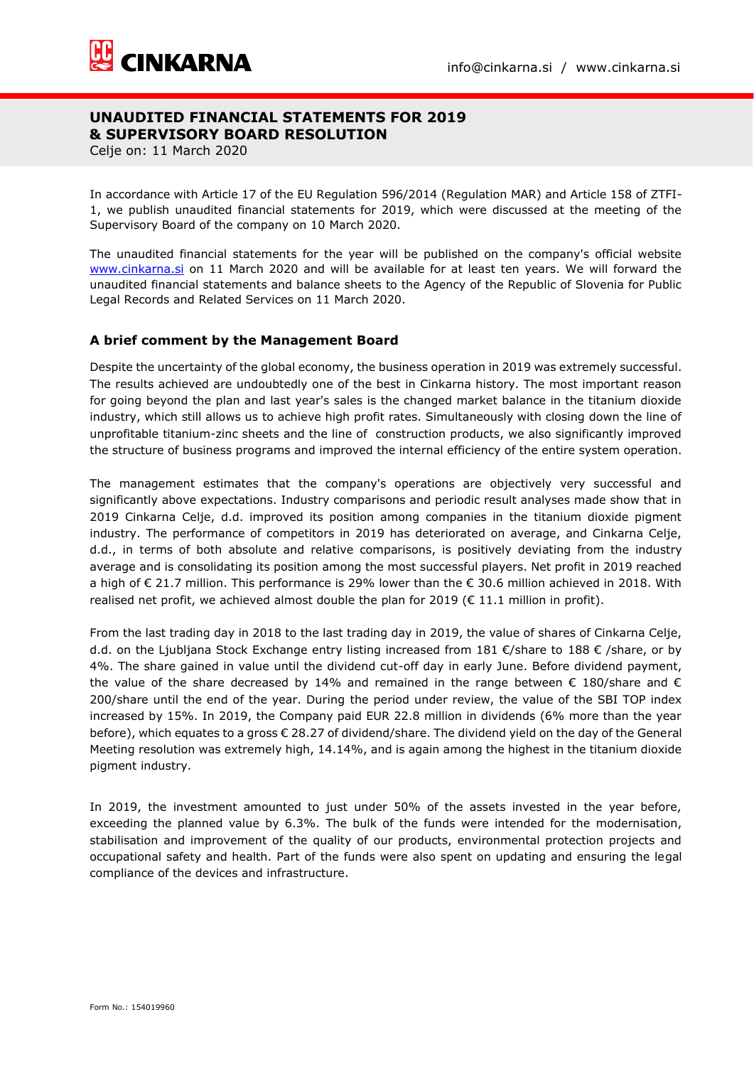# UNAUDITED FINANCIAL STATEMENTS FOR 2019 & SUPERVISORY BOARD RESOLUTION

Celje on: 11 March 2020

In accordance with Article 17 of the EU Regulation 596/2014 (Regulation MAR) and Article 158 of ZTFI-1, we publish unaudited financial statements for 2019, which were discussed at the meeting of the Supervisory Board of the company on 10 March 2020.

The unaudited financial statements for the year will be published on the company's official website www.cinkarna.si on 11 March 2020 and will be available for at least ten years. We will forward the unaudited financial statements and balance sheets to the Agency of the Republic of Slovenia for Public Legal Records and Related Services on 11 March 2020.

## A brief comment by the Management Board

Despite the uncertainty of the global economy, the business operation in 2019 was extremely successful. The results achieved are undoubtedly one of the best in Cinkarna history. The most important reason for going beyond the plan and last year's sales is the changed market balance in the titanium dioxide industry, which still allows us to achieve high profit rates. Simultaneously with closing down the line of unprofitable titanium-zinc sheets and the line of construction products, we also significantly improved the structure of business programs and improved the internal efficiency of the entire system operation.

The management estimates that the company's operations are objectively very successful and significantly above expectations. Industry comparisons and periodic result analyses made show that in 2019 Cinkarna Celje, d.d. improved its position among companies in the titanium dioxide pigment industry. The performance of competitors in 2019 has deteriorated on average, and Cinkarna Celje, d.d., in terms of both absolute and relative comparisons, is positively deviating from the industry average and is consolidating its position among the most successful players. Net profit in 2019 reached a high of € 21.7 million. This performance is 29% lower than the € 30.6 million achieved in 2018. With realised net profit, we achieved almost double the plan for 2019 (€ 11.1 million in profit).

From the last trading day in 2018 to the last trading day in 2019, the value of shares of Cinkarna Celje, d.d. on the Ljubljana Stock Exchange entry listing increased from 181 €/share to 188 € /share, or by 4%. The share gained in value until the dividend cut-off day in early June. Before dividend payment, the value of the share decreased by 14% and remained in the range between € 180/share and € 200/share until the end of the year. During the period under review, the value of the SBI TOP index increased by 15%. In 2019, the Company paid EUR 22.8 million in dividends (6% more than the year before), which equates to a gross € 28.27 of dividend/share. The dividend yield on the day of the General Meeting resolution was extremely high, 14.14%, and is again among the highest in the titanium dioxide pigment industry.

In 2019, the investment amounted to just under 50% of the assets invested in the year before, exceeding the planned value by 6.3%. The bulk of the funds were intended for the modernisation, stabilisation and improvement of the quality of our products, environmental protection projects and occupational safety and health. Part of the funds were also spent on updating and ensuring the legal compliance of the devices and infrastructure.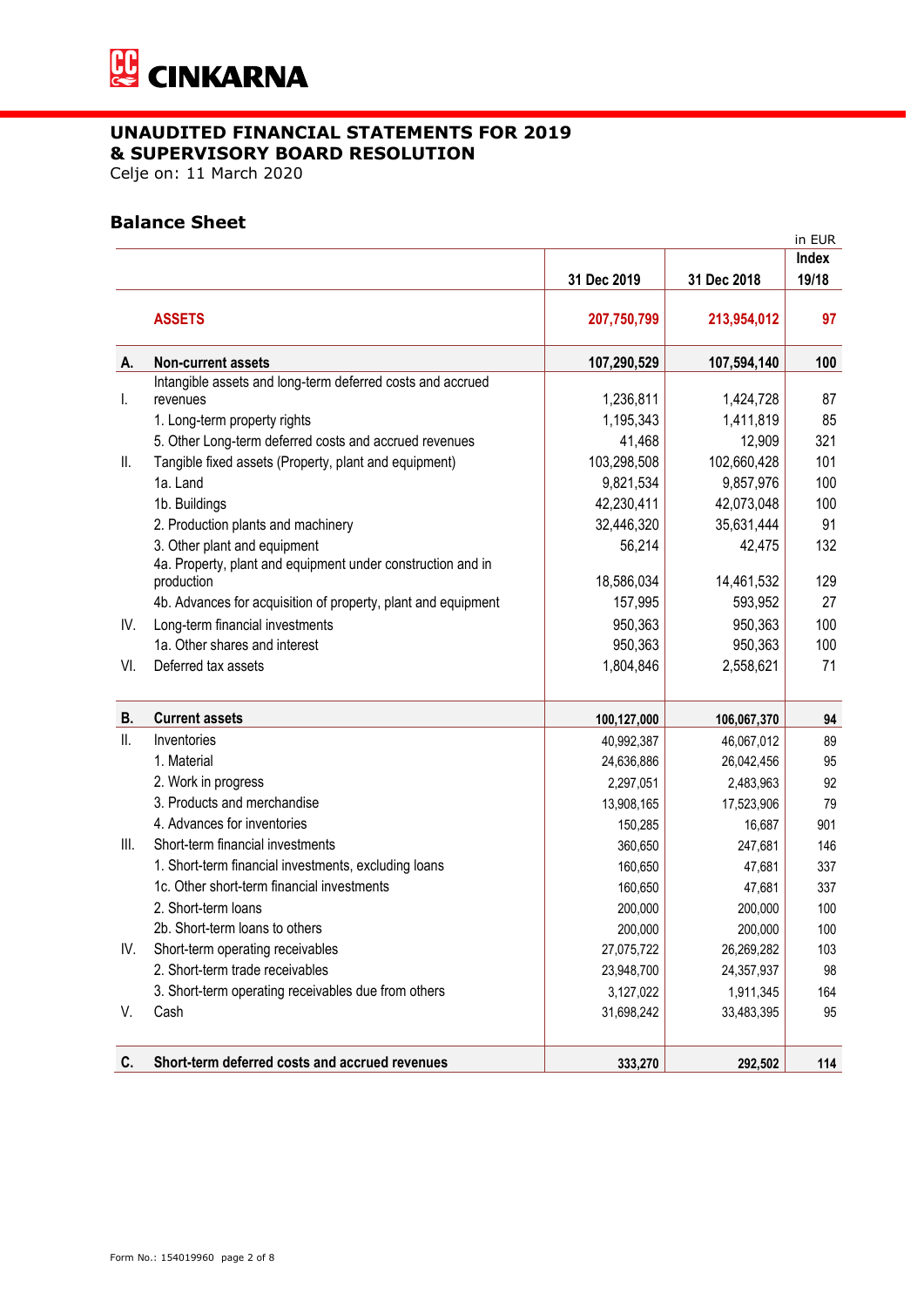# UNAUDITED FINANCIAL STATEMENTS FOR 2019
# & SUPERVISORY BOARD RESOLUTION

Celje on: 11 March 2020

## Balance Sheet

in EUR

| | | 31 Dec 2019 | 31 Dec 2018 | Index 19/18 |
|---|---|---|---|---|
| | **ASSETS** | **207,750,799** | **213,954,012** | **97** |
| **A.** | **Non-current assets** | **107,290,529** | **107,594,140** | **100** |
| I. | Intangible assets and long-term deferred costs and accrued revenues | 1,236,811 | 1,424,728 | 87 |
| | 1. Long-term property rights | 1,195,343 | 1,411,819 | 85 |
| | 5. Other Long-term deferred costs and accrued revenues | 41,468 | 12,909 | 321 |
| II. | Tangible fixed assets (Property, plant and equipment) | 103,298,508 | 102,660,428 | 101 |
| | 1a. Land | 9,821,534 | 9,857,976 | 100 |
| | 1b. Buildings | 42,230,411 | 42,073,048 | 100 |
| | 2. Production plants and machinery | 32,446,320 | 35,631,444 | 91 |
| | 3. Other plant and equipment | 56,214 | 42,475 | 132 |
| | 4a. Property, plant and equipment under construction and in production | 18,586,034 | 14,461,532 | 129 |
| | 4b. Advances for acquisition of property, plant and equipment | 157,995 | 593,952 | 27 |
| IV. | Long-term financial investments | 950,363 | 950,363 | 100 |
| | 1a. Other shares and interest | 950,363 | 950,363 | 100 |
| VI. | Deferred tax assets | 1,804,846 | 2,558,621 | 71 |
| **B.** | **Current assets** | **100,127,000** | **106,067,370** | **94** |
| II. | Inventories | 40,992,387 | 46,067,012 | 89 |
| | 1. Material | 24,636,886 | 26,042,456 | 95 |
| | 2. Work in progress | 2,297,051 | 2,483,963 | 92 |
| | 3. Products and merchandise | 13,908,165 | 17,523,906 | 79 |
| | 4. Advances for inventories | 150,285 | 16,687 | 901 |
| III. | Short-term financial investments | 360,650 | 247,681 | 146 |
| | 1. Short-term financial investments, excluding loans | 160,650 | 47,681 | 337 |
| | 1c. Other short-term financial investments | 160,650 | 47,681 | 337 |
| | 2. Short-term loans | 200,000 | 200,000 | 100 |
| | 2b. Short-term loans to others | 200,000 | 200,000 | 100 |
| IV. | Short-term operating receivables | 27,075,722 | 26,269,282 | 103 |
| | 2. Short-term trade receivables | 23,948,700 | 24,357,937 | 98 |
| | 3. Short-term operating receivables due from others | 3,127,022 | 1,911,345 | 164 |
| V. | Cash | 31,698,242 | 33,483,395 | 95 |
| **C.** | **Short-term deferred costs and accrued revenues** | **333,270** | **292,502** | **114** |

Form No.: 154019960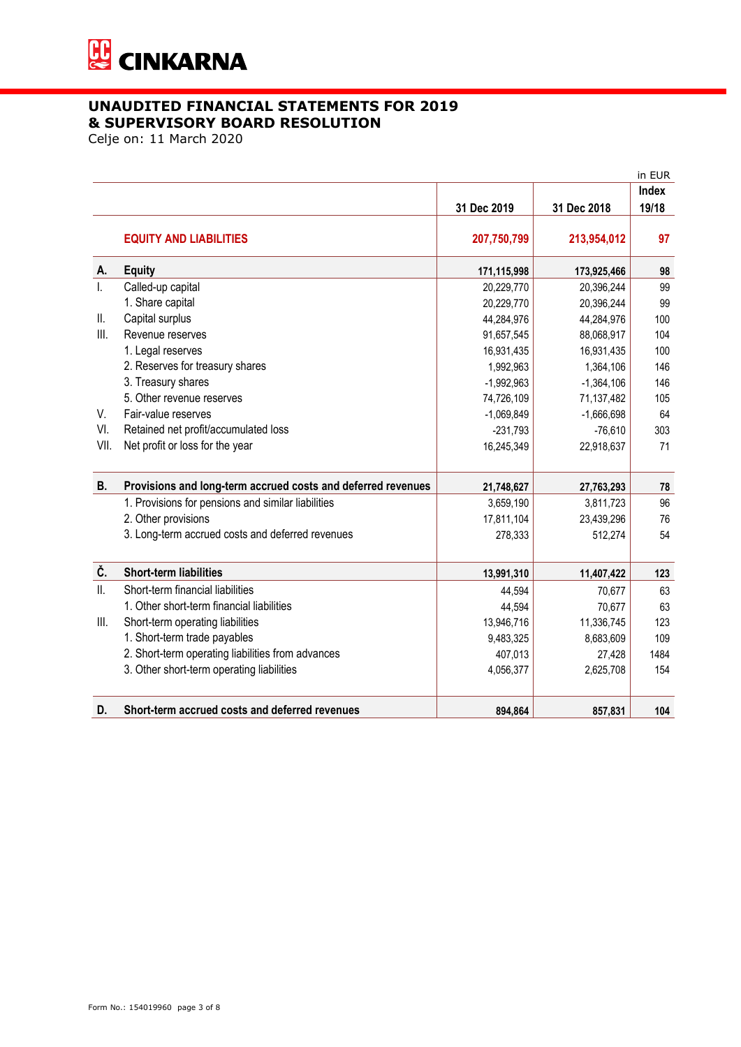# UNAUDITED FINANCIAL STATEMENTS FOR 2019 & SUPERVISORY BOARD RESOLUTION

Celje on: 11 March 2020

in EUR

| | | 31 Dec 2019 | 31 Dec 2018 | Index 19/18 |
|---|---|---|---|---|
| | **EQUITY AND LIABILITIES** | **207,750,799** | **213,954,012** | **97** |
| **A.** | **Equity** | **171,115,998** | **173,925,466** | **98** |
| I. | Called-up capital | 20,229,770 | 20,396,244 | 99 |
| | 1. Share capital | 20,229,770 | 20,396,244 | 99 |
| II. | Capital surplus | 44,284,976 | 44,284,976 | 100 |
| III. | Revenue reserves | 91,657,545 | 88,068,917 | 104 |
| | 1. Legal reserves | 16,931,435 | 16,931,435 | 100 |
| | 2. Reserves for treasury shares | 1,992,963 | 1,364,106 | 146 |
| | 3. Treasury shares | -1,992,963 | -1,364,106 | 146 |
| | 5. Other revenue reserves | 74,726,109 | 71,137,482 | 105 |
| V. | Fair-value reserves | -1,069,849 | -1,666,698 | 64 |
| VI. | Retained net profit/accumulated loss | -231,793 | -76,610 | 303 |
| VII. | Net profit or loss for the year | 16,245,349 | 22,918,637 | 71 |
| **B.** | **Provisions and long-term accrued costs and deferred revenues** | **21,748,627** | **27,763,293** | **78** |
| | 1. Provisions for pensions and similar liabilities | 3,659,190 | 3,811,723 | 96 |
| | 2. Other provisions | 17,811,104 | 23,439,296 | 76 |
| | 3. Long-term accrued costs and deferred revenues | 278,333 | 512,274 | 54 |
| **Č.** | **Short-term liabilities** | **13,991,310** | **11,407,422** | **123** |
| II. | Short-term financial liabilities | 44,594 | 70,677 | 63 |
| | 1. Other short-term financial liabilities | 44,594 | 70,677 | 63 |
| III. | Short-term operating liabilities | 13,946,716 | 11,336,745 | 123 |
| | 1. Short-term trade payables | 9,483,325 | 8,683,609 | 109 |
| | 2. Short-term operating liabilities from advances | 407,013 | 27,428 | 1484 |
| | 3. Other short-term operating liabilities | 4,056,377 | 2,625,708 | 154 |
| **D.** | **Short-term accrued costs and deferred revenues** | **894,864** | **857,831** | **104** |

Form No.: 154019960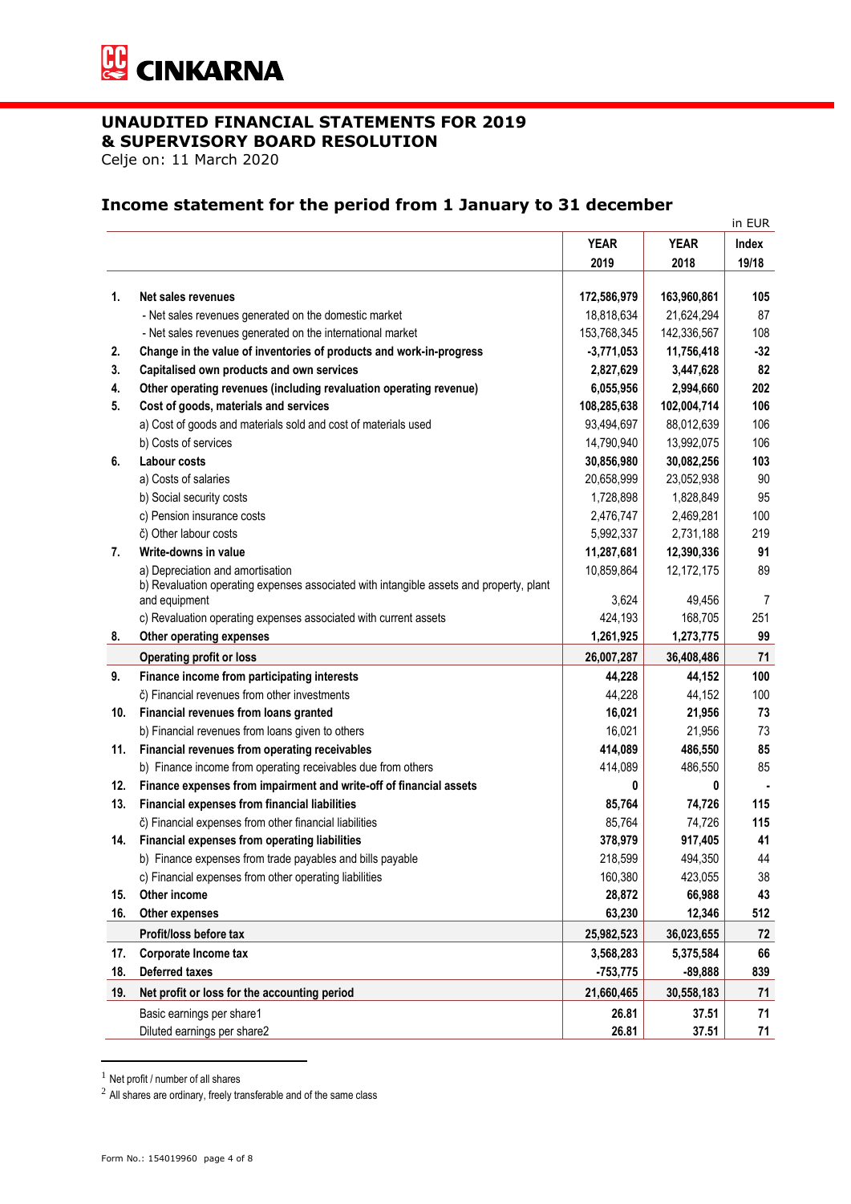CINKARNA

# UNAUDITED FINANCIAL STATEMENTS FOR 2019 & SUPERVISORY BOARD RESOLUTION

Celje on: 11 March 2020

## Income statement for the period from 1 January to 31 december

in EUR

| | | YEAR 2019 | YEAR 2018 | Index 19/18 |
|---|---|---|---|---|
| 1. | **Net sales revenues** | **172,586,979** | **163,960,861** | **105** |
| | - Net sales revenues generated on the domestic market | 18,818,634 | 21,624,294 | 87 |
| | - Net sales revenues generated on the international market | 153,768,345 | 142,336,567 | 108 |
| 2. | **Change in the value of inventories of products and work-in-progress** | **-3,771,053** | **11,756,418** | **-32** |
| 3. | **Capitalised own products and own services** | **2,827,629** | **3,447,628** | **82** |
| 4. | **Other operating revenues (including revaluation operating revenue)** | **6,055,956** | **2,994,660** | **202** |
| 5. | **Cost of goods, materials and services** | **108,285,638** | **102,004,714** | **106** |
| | a) Cost of goods and materials sold and cost of materials used | 93,494,697 | 88,012,639 | 106 |
| | b) Costs of services | 14,790,940 | 13,992,075 | 106 |
| 6. | **Labour costs** | **30,856,980** | **30,082,256** | **103** |
| | a) Costs of salaries | 20,658,999 | 23,052,938 | 90 |
| | b) Social security costs | 1,728,898 | 1,828,849 | 95 |
| | c) Pension insurance costs | 2,476,747 | 2,469,281 | 100 |
| | č) Other labour costs | 5,992,337 | 2,731,188 | 219 |
| 7. | **Write-downs in value** | **11,287,681** | **12,390,336** | **91** |
| | a) Depreciation and amortisation | 10,859,864 | 12,172,175 | 89 |
| | b) Revaluation operating expenses associated with intangible assets and property, plant and equipment | 3,624 | 49,456 | 7 |
| | c) Revaluation operating expenses associated with current assets | 424,193 | 168,705 | 251 |
| 8. | **Other operating expenses** | **1,261,925** | **1,273,775** | **99** |
| | **Operating profit or loss** | **26,007,287** | **36,408,486** | **71** |
| 9. | **Finance income from participating interests** | **44,228** | **44,152** | **100** |
| | č) Financial revenues from other investments | 44,228 | 44,152 | 100 |
| 10. | **Financial revenues from loans granted** | **16,021** | **21,956** | **73** |
| | b) Financial revenues from loans given to others | 16,021 | 21,956 | 73 |
| 11. | **Financial revenues from operating receivables** | **414,089** | **486,550** | **85** |
| | b) Finance income from operating receivables due from others | 414,089 | 486,550 | 85 |
| 12. | **Finance expenses from impairment and write-off of financial assets** | **0** | **0** | **-** |
| 13. | **Financial expenses from financial liabilities** | **85,764** | **74,726** | **115** |
| | č) Financial expenses from other financial liabilities | 85,764 | 74,726 | **115** |
| 14. | **Financial expenses from operating liabilities** | **378,979** | **917,405** | **41** |
| | b) Finance expenses from trade payables and bills payable | 218,599 | 494,350 | 44 |
| | c) Financial expenses from other operating liabilities | 160,380 | 423,055 | 38 |
| 15. | **Other income** | **28,872** | **66,988** | **43** |
| 16. | **Other expenses** | **63,230** | **12,346** | **512** |
| | **Profit/loss before tax** | **25,982,523** | **36,023,655** | **72** |
| 17. | **Corporate Income tax** | **3,568,283** | **5,375,584** | **66** |
| 18. | **Deferred taxes** | **-753,775** | **-89,888** | **839** |
| 19. | **Net profit or loss for the accounting period** | **21,660,465** | **30,558,183** | **71** |
| | Basic earnings per share[1] | **26.81** | **37.51** | **71** |
| | Diluted earnings per share[2] | **26.81** | **37.51** | **71** |

[1] Net profit / number of all shares

[2] All shares are ordinary, freely transferable and of the same class

Form No.: 154019960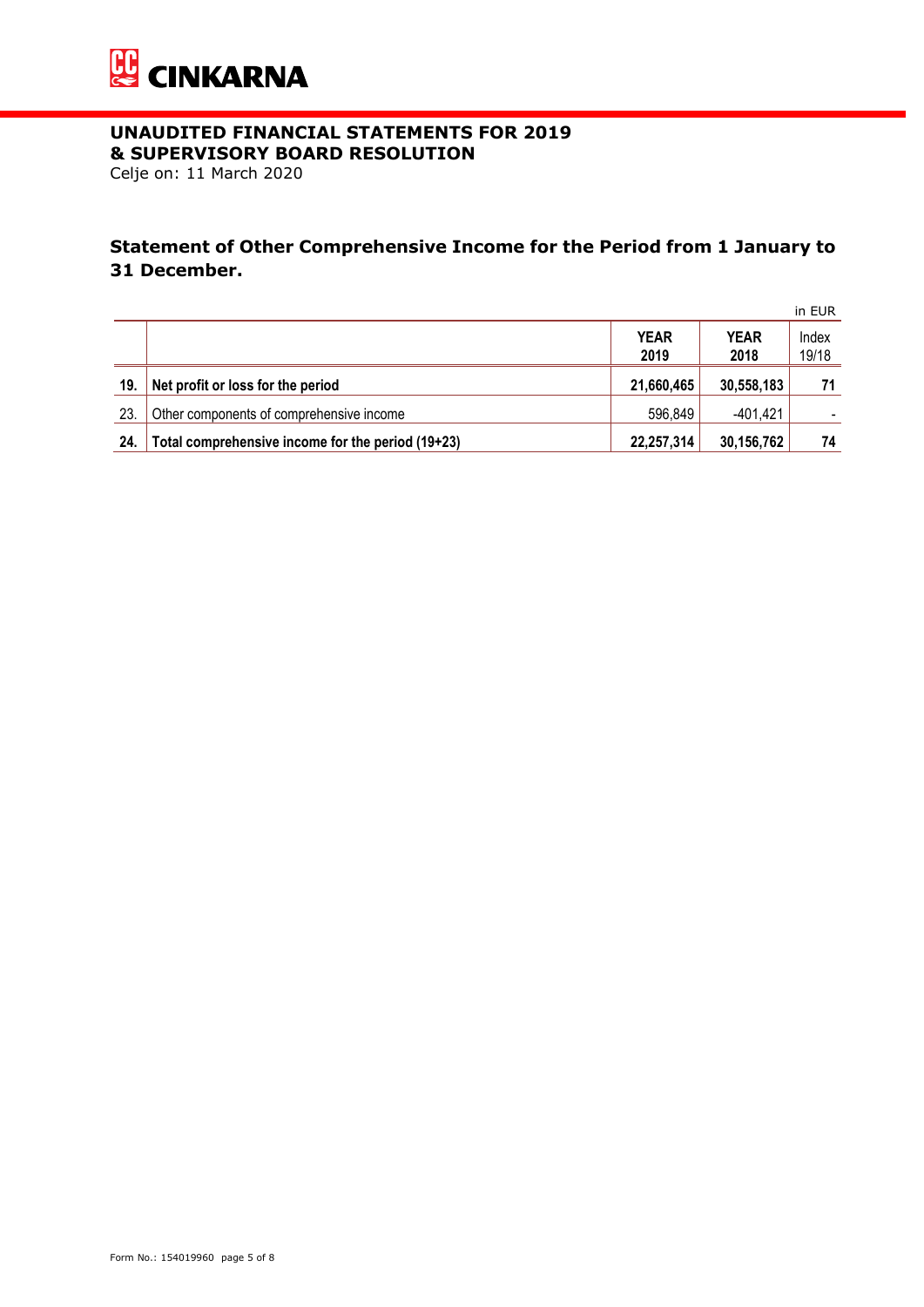# CINKARNA

## UNAUDITED FINANCIAL STATEMENTS FOR 2019 & SUPERVISORY BOARD RESOLUTION

Celje on: 11 March 2020

### Statement of Other Comprehensive Income for the Period from 1 January to 31 December.

in EUR

| | | YEAR 2019 | YEAR 2018 | Index 19/18 |
|---|---|---|---|---|
| **19.** | **Net profit or loss for the period** | **21,660,465** | **30,558,183** | **71** |
| 23. | Other components of comprehensive income | 596,849 | -401,421 | - |
| **24.** | **Total comprehensive income for the period (19+23)** | **22,257,314** | **30,156,762** | **74** |

Form No.: 154019960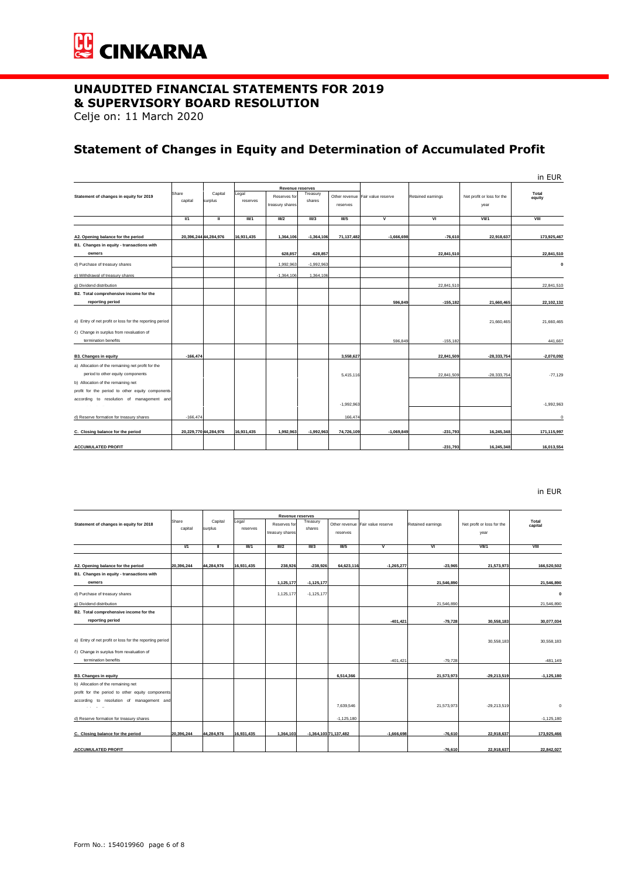# UNAUDITED FINANCIAL STATEMENTS FOR 2019
# & SUPERVISORY BOARD RESOLUTION

Celje on: 11 March 2020

## Statement of Changes in Equity and Determination of Accumulated Profit

in EUR

| Statement of changes in equity for 2019 | Share capital | Capital surplus | Revenue reserves | | | | Fair value reserve | Retained earnings | Net profit or loss for the year | Total equity |
|---|---|---|---|---|---|---|---|---|---|---|
| | | | Legal reserves | Reserves for treasury shares | Treasury shares | Other revenue reserves | | | | |
| | I/1 | II | III/1 | III/2 | III/3 | III/5 | V | VI | VII/1 | VIII |
| A2. Opening balance for the period | 20,396,244 | 44,284,976 | 16,931,435 | 1,364,106 | -1,364,106 | 71,137,482 | -1,666,698 | -76,610 | 22,918,637 | 173,925,467 |
| B1. Changes in equity - transactions with owners | | | | 628,857 | -628,857 | | | 22,841,510 | | 22,841,510 |
| d) Purchase of treasury shares | | | | 1,992,963 | -1,992,963 | | | | | 0 |
| e) Withdrawal of treasury shares | | | | -1,364,106 | 1,364,106 | | | | | |
| g) Dividend distribution | | | | | | | | 22,841,510 | | 22,841,510 |
| B2. Total comprehensive income for the reporting period | | | | | | | 596,849 | -155,182 | 21,660,465 | 22,102,132 |
| a) Entry of net profit or loss for the reporting period | | | | | | | | | 21,660,465 | 21,660,465 |
| č) Change in surplus from revaluation of termination benefits | | | | | | | 596,849 | -155,182 | | 441,667 |
| B3. Changes in equity | -166,474 | | | | | 3,558,627 | | 22,841,509 | -28,333,754 | -2,070,092 |
| a) Allocation of the remaining net profit for the period to other equity components | | | | | | 5,415,116 | | 22,841,509 | -28,333,754 | -77,129 |
| b) Allocation of the remaining net profit for the period to other equity components according to resolution of management and | | | | | | -1,992,963 | | | | -1,992,963 |
| d) Reserve formation for treasury shares | -166,474 | | | | | 166,474 | | | | 0 |
| C. Closing balance for the period | 20,229,770 | 44,284,976 | 16,931,435 | 1,992,963 | -1,992,963 | 74,726,109 | -1,069,849 | -231,793 | 16,245,348 | 171,115,997 |
| ACCUMULATED PROFIT | | | | | | | | -231,793 | 16,245,348 | 16,013,554 |

in EUR

| Statement of changes in equity for 2018 | Share capital | Capital surplus | Revenue reserves | | | | Fair value reserve | Retained earnings | Net profit or loss for the year | Total capital |
|---|---|---|---|---|---|---|---|---|---|---|
| | | | Legal reserves | Reserves for treasury shares | Treasury shares | Other revenue reserves | | | | |
| | I/1 | II | III/1 | III/2 | III/3 | III/5 | V | VI | VII/1 | VIII |
| A2. Opening balance for the period | 20,396,244 | 44,284,976 | 16,931,435 | 238,926 | -238,926 | 64,623,116 | -1,265,277 | -23,965 | 21,573,973 | 166,520,502 |
| B1. Changes in equity - transactions with owners | | | | 1,125,177 | -1,125,177 | | | 21,546,890 | | 21,546,890 |
| d) Purchase of treasury shares | | | | 1,125,177 | -1,125,177 | | | | | 0 |
| g) Dividend distribution | | | | | | | | 21,546,890 | | 21,546,890 |
| B2. Total comprehensive income for the reporting period | | | | | | | -401,421 | -79,728 | 30,558,183 | 30,077,034 |
| a) Entry of net profit or loss for the reporting period | | | | | | | | | 30,558,183 | 30,558,183 |
| č) Change in surplus from revaluation of termination benefits | | | | | | | -401,421 | -79,728 | | -481,149 |
| B3. Changes in equity | | | | | | 6,514,366 | | 21,573,973 | -29,213,519 | -1,125,180 |
| b) Allocation of the remaining net profit for the period to other equity components according to resolution of management and | | | | | | 7,639,546 | | 21,573,973 | -29,213,519 | 0 |
| d) Reserve formation for treasury shares | | | | | | -1,125,180 | | | | -1,125,180 |
| C. Closing balance for the period | 20,396,244 | 44,284,976 | 16,931,435 | 1,364,103 | -1,364,103 | 71,137,482 | -1,666,698 | -76,610 | 22,918,637 | 173,925,466 |
| ACCUMULATED PROFIT | | | | | | | | -76,610 | 22,918,637 | 22,842,027 |

Form No.: 154019960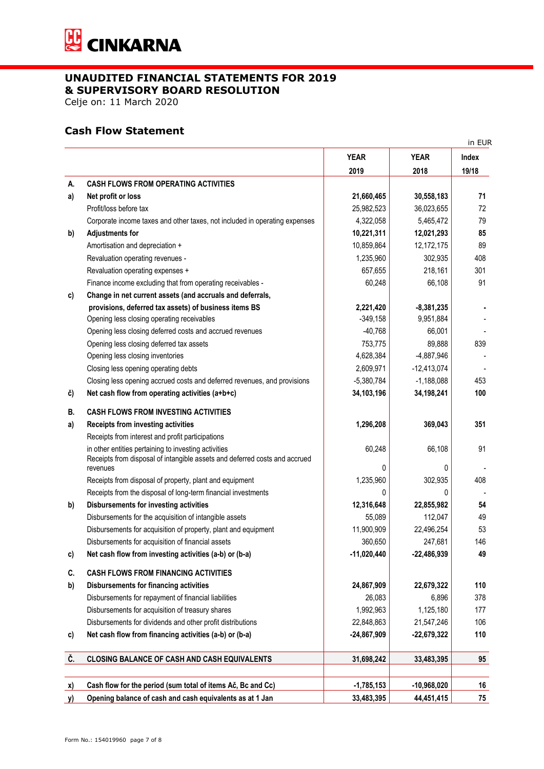CINKARNA

# UNAUDITED FINANCIAL STATEMENTS FOR 2019 & SUPERVISORY BOARD RESOLUTION

Celje on: 11 March 2020

## Cash Flow Statement

in EUR

| | | YEAR 2019 | YEAR 2018 | Index 19/18 |
|---|---|---|---|---|
| **A.** | **CASH FLOWS FROM OPERATING ACTIVITIES** | | | |
| **a)** | **Net profit or loss** | **21,660,465** | **30,558,183** | **71** |
| | Profit/loss before tax | 25,982,523 | 36,023,655 | 72 |
| | Corporate income taxes and other taxes, not included in operating expenses | 4,322,058 | 5,465,472 | 79 |
| **b)** | **Adjustments for** | **10,221,311** | **12,021,293** | **85** |
| | Amortisation and depreciation + | 10,859,864 | 12,172,175 | 89 |
| | Revaluation operating revenues - | 1,235,960 | 302,935 | 408 |
| | Revaluation operating expenses + | 657,655 | 218,161 | 301 |
| | Finance income excluding that from operating receivables - | 60,248 | 66,108 | 91 |
| **c)** | **Change in net current assets (and accruals and deferrals, provisions, deferred tax assets) of business items BS** | **2,221,420** | **-8,381,235** | **-** |
| | Opening less closing operating receivables | -349,158 | 9,951,884 | - |
| | Opening less closing deferred costs and accrued revenues | -40,768 | 66,001 | - |
| | Opening less closing deferred tax assets | 753,775 | 89,888 | 839 |
| | Opening less closing inventories | 4,628,384 | -4,887,946 | - |
| | Closing less opening operating debts | 2,609,971 | -12,413,074 | - |
| | Closing less opening accrued costs and deferred revenues, and provisions | -5,380,784 | -1,188,088 | 453 |
| **č)** | **Net cash flow from operating activities (a+b+c)** | **34,103,196** | **34,198,241** | **100** |
| **B.** | **CASH FLOWS FROM INVESTING ACTIVITIES** | | | |
| **a)** | **Receipts from investing activities** | **1,296,208** | **369,043** | **351** |
| | Receipts from interest and profit participations in other entities pertaining to investing activities | 60,248 | 66,108 | 91 |
| | Receipts from disposal of intangible assets and deferred costs and accrued revenues | 0 | 0 | - |
| | Receipts from disposal of property, plant and equipment | 1,235,960 | 302,935 | 408 |
| | Receipts from the disposal of long-term financial investments | 0 | 0 | - |
| **b)** | **Disbursements for investing activities** | **12,316,648** | **22,855,982** | **54** |
| | Disbursements for the acquisition of intangible assets | 55,089 | 112,047 | 49 |
| | Disbursements for acquisition of property, plant and equipment | 11,900,909 | 22,496,254 | 53 |
| | Disbursements for acquisition of financial assets | 360,650 | 247,681 | 146 |
| **c)** | **Net cash flow from investing activities (a-b) or (b-a)** | **-11,020,440** | **-22,486,939** | **49** |
| **C.** | **CASH FLOWS FROM FINANCING ACTIVITIES** | | | |
| **b)** | **Disbursements for financing activities** | **24,867,909** | **22,679,322** | **110** |
| | Disbursements for repayment of financial liabilities | 26,083 | 6,896 | 378 |
| | Disbursements for acquisition of treasury shares | 1,992,963 | 1,125,180 | 177 |
| | Disbursements for dividends and other profit distributions | 22,848,863 | 21,547,246 | 106 |
| **c)** | **Net cash flow from financing activities (a-b) or (b-a)** | **-24,867,909** | **-22,679,322** | **110** |
| **Č.** | **CLOSING BALANCE OF CASH AND CASH EQUIVALENTS** | **31,698,242** | **33,483,395** | **95** |
| **x)** | **Cash flow for the period (sum total of items Ač, Bc and Cc)** | **-1,785,153** | **-10,968,020** | **16** |
| **y)** | **Opening balance of cash and cash equivalents as at 1 Jan** | **33,483,395** | **44,451,415** | **75** |

Form No.: 154019960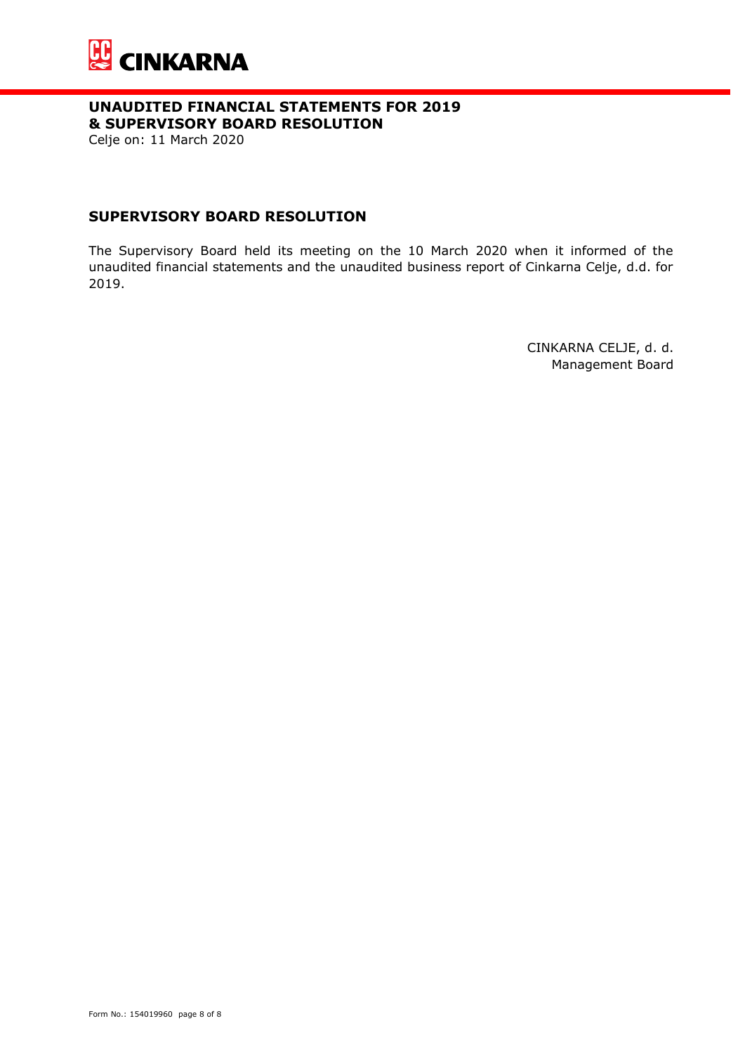# UNAUDITED FINANCIAL STATEMENTS FOR 2019
# & SUPERVISORY BOARD RESOLUTION

Celje on: 11 March 2020

## SUPERVISORY BOARD RESOLUTION

The Supervisory Board held its meeting on the 10 March 2020 when it informed of the unaudited financial statements and the unaudited business report of Cinkarna Celje, d.d. for 2019.

CINKARNA CELJE, d. d.
Management Board